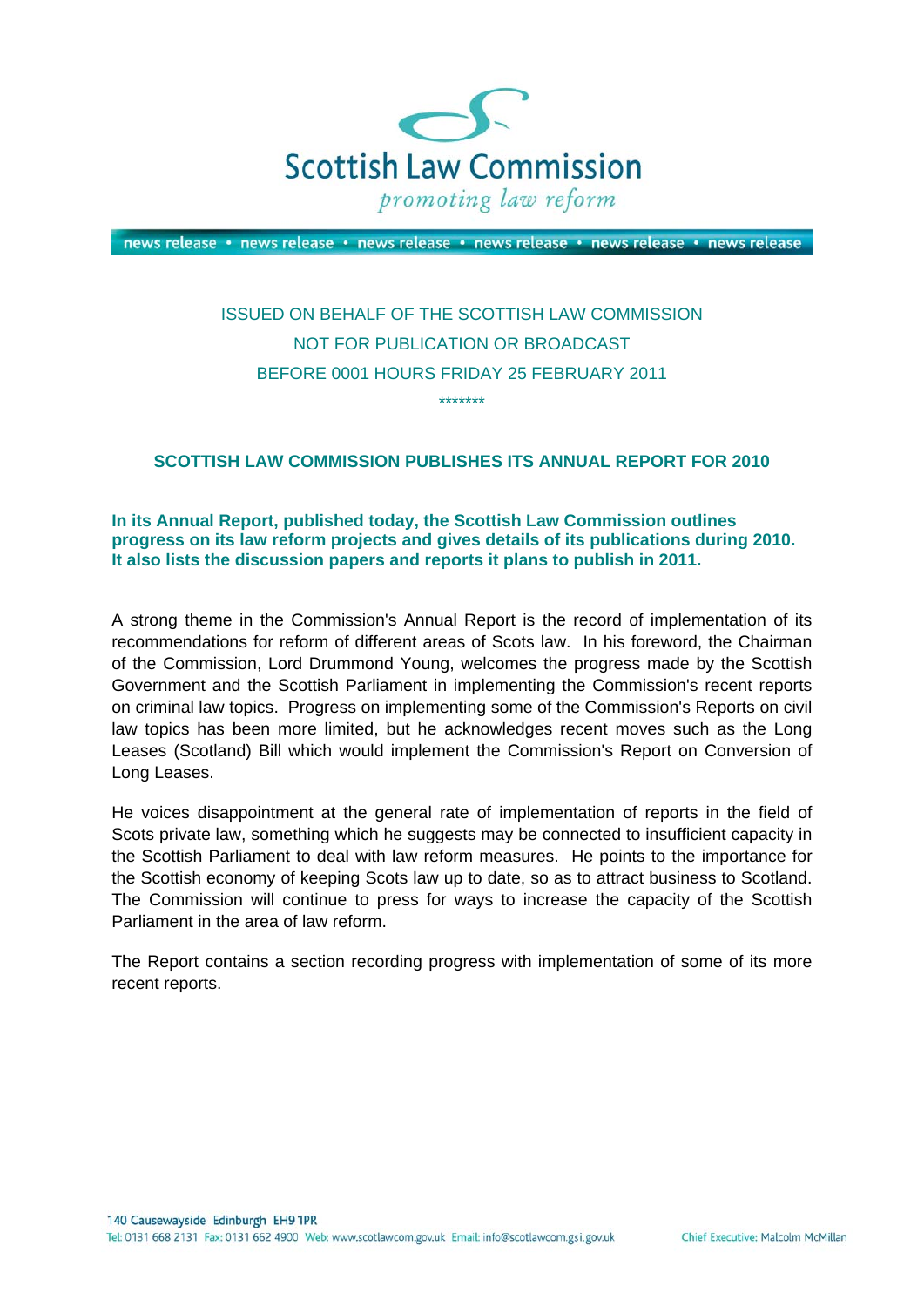Scottish Law Commission

*promoting law reform*

news release • news release • news release • news release • news release • news release

ISSUED ON BEHALF OF THE SCOTTISH LAW COMMISSION

NOT FOR PUBLICATION OR BROADCAST

BEFORE 0001 HOURS FRIDAY 25 FEBRUARY 2011

*******

## SCOTTISH LAW COMMISSION PUBLISHES ITS ANNUAL REPORT FOR 2010

**In its Annual Report, published today, the Scottish Law Commission outlines progress on its law reform projects and gives details of its publications during 2010. It also lists the discussion papers and reports it plans to publish in 2011.**

A strong theme in the Commission's Annual Report is the record of implementation of its recommendations for reform of different areas of Scots law. In his foreword, the Chairman of the Commission, Lord Drummond Young, welcomes the progress made by the Scottish Government and the Scottish Parliament in implementing the Commission's recent reports on criminal law topics. Progress on implementing some of the Commission's Reports on civil law topics has been more limited, but he acknowledges recent moves such as the Long Leases (Scotland) Bill which would implement the Commission's Report on Conversion of Long Leases.

He voices disappointment at the general rate of implementation of reports in the field of Scots private law, something which he suggests may be connected to insufficient capacity in the Scottish Parliament to deal with law reform measures. He points to the importance for the Scottish economy of keeping Scots law up to date, so as to attract business to Scotland. The Commission will continue to press for ways to increase the capacity of the Scottish Parliament in the area of law reform.

The Report contains a section recording progress with implementation of some of its more recent reports.

140 Causewayside Edinburgh EH9 1PR
Tel: 0131 668 2131 Fax: 0131 662 4900 Web: www.scotlawcom.gov.uk Email: info@scotlawcom.gsi.gov.uk

Chief Executive: Malcolm McMillan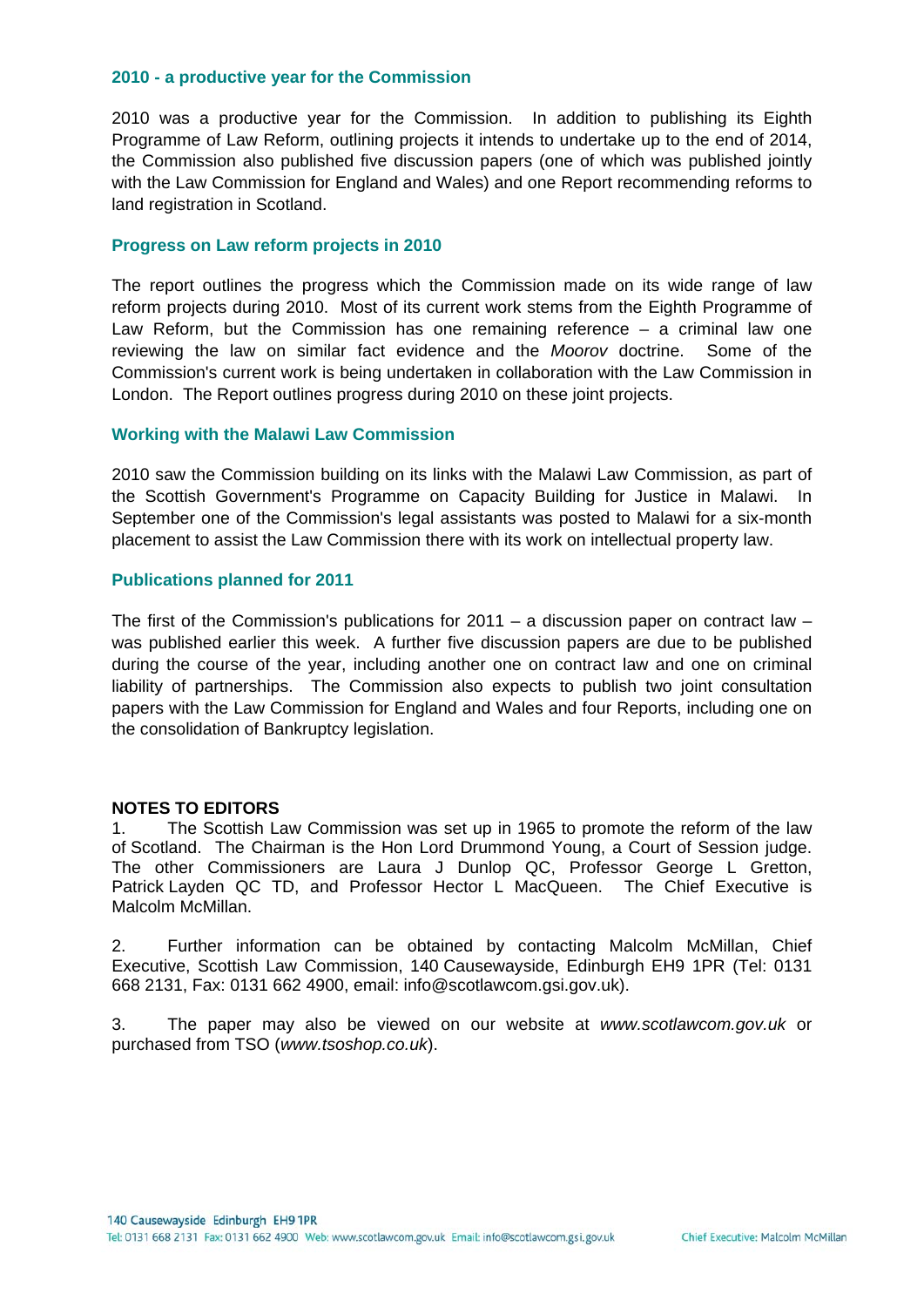### 2010 - a productive year for the Commission

2010 was a productive year for the Commission. In addition to publishing its Eighth Programme of Law Reform, outlining projects it intends to undertake up to the end of 2014, the Commission also published five discussion papers (one of which was published jointly with the Law Commission for England and Wales) and one Report recommending reforms to land registration in Scotland.

### Progress on Law reform projects in 2010

The report outlines the progress which the Commission made on its wide range of law reform projects during 2010. Most of its current work stems from the Eighth Programme of Law Reform, but the Commission has one remaining reference – a criminal law one reviewing the law on similar fact evidence and the *Moorov* doctrine. Some of the Commission's current work is being undertaken in collaboration with the Law Commission in London. The Report outlines progress during 2010 on these joint projects.

### Working with the Malawi Law Commission

2010 saw the Commission building on its links with the Malawi Law Commission, as part of the Scottish Government's Programme on Capacity Building for Justice in Malawi. In September one of the Commission's legal assistants was posted to Malawi for a six-month placement to assist the Law Commission there with its work on intellectual property law.

### Publications planned for 2011

The first of the Commission's publications for 2011 – a discussion paper on contract law – was published earlier this week. A further five discussion papers are due to be published during the course of the year, including another one on contract law and one on criminal liability of partnerships. The Commission also expects to publish two joint consultation papers with the Law Commission for England and Wales and four Reports, including one on the consolidation of Bankruptcy legislation.

**NOTES TO EDITORS**

1. The Scottish Law Commission was set up in 1965 to promote the reform of the law of Scotland. The Chairman is the Hon Lord Drummond Young, a Court of Session judge. The other Commissioners are Laura J Dunlop QC, Professor George L Gretton, Patrick Layden QC TD, and Professor Hector L MacQueen. The Chief Executive is Malcolm McMillan.

2. Further information can be obtained by contacting Malcolm McMillan, Chief Executive, Scottish Law Commission, 140 Causewayside, Edinburgh EH9 1PR (Tel: 0131 668 2131, Fax: 0131 662 4900, email: info@scotlawcom.gsi.gov.uk).

3. The paper may also be viewed on our website at *www.scotlawcom.gov.uk* or purchased from TSO (*www.tsoshop.co.uk*).